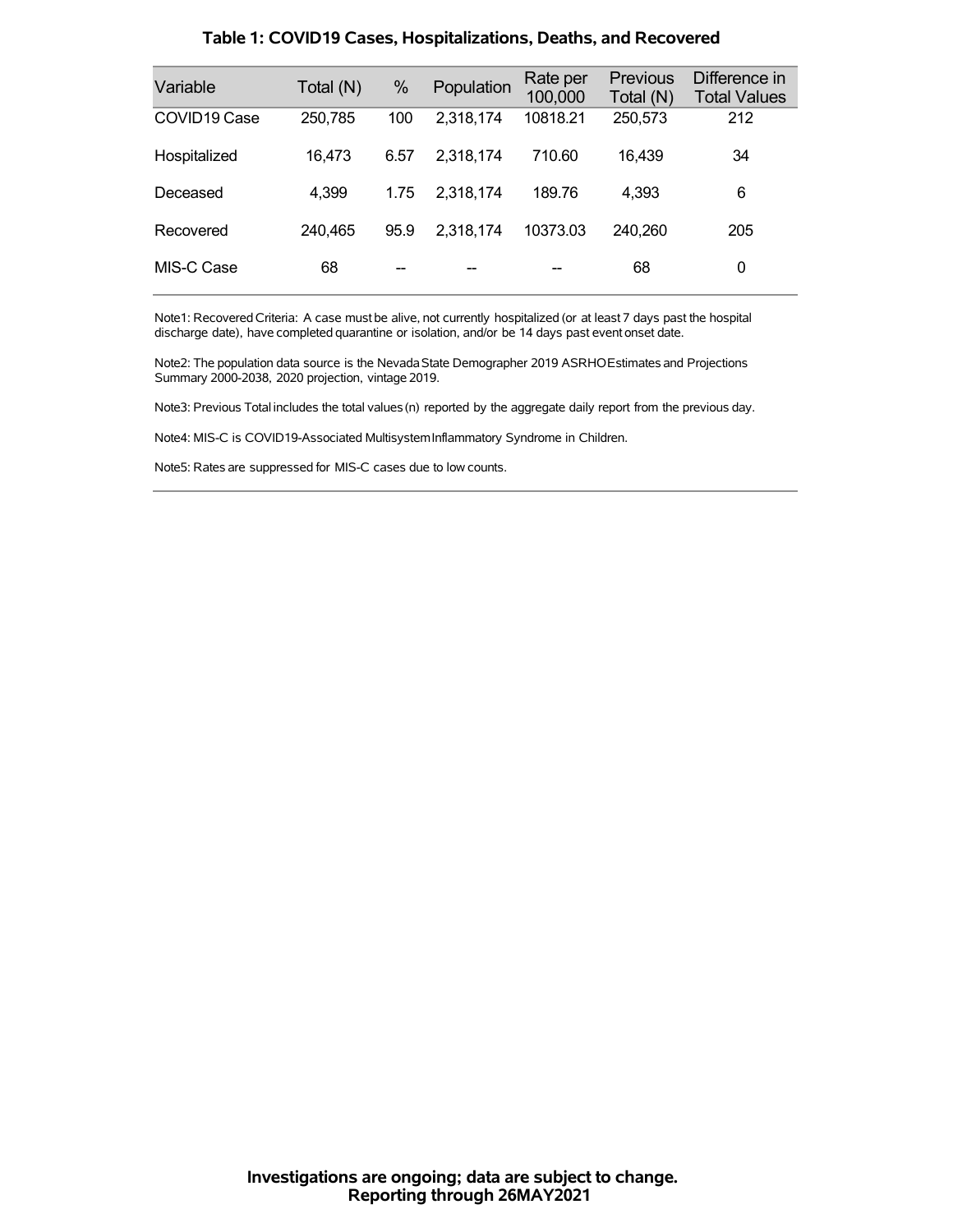### Table 1: COVID19 Cases, Hospitalizations, Deaths, and Recovered

| Variable | Total (N) | % | Population | Rate per 100,000 | Previous Total (N) | Difference in Total Values |
|---|---|---|---|---|---|---|
| COVID19 Case | 250,785 | 100 | 2,318,174 | 10818.21 | 250,573 | 212 |
| Hospitalized | 16,473 | 6.57 | 2,318,174 | 710.60 | 16,439 | 34 |
| Deceased | 4,399 | 1.75 | 2,318,174 | 189.76 | 4,393 | 6 |
| Recovered | 240,465 | 95.9 | 2,318,174 | 10373.03 | 240,260 | 205 |
| MIS-C Case | 68 | -- | -- | -- | 68 | 0 |

Note1: Recovered Criteria: A case must be alive, not currently hospitalized (or at least 7 days past the hospital discharge date), have completed quarantine or isolation, and/or be 14 days past event onset date.

Note2: The population data source is the Nevada State Demographer 2019 ASRHO Estimates and Projections Summary 2000-2038, 2020 projection, vintage 2019.

Note3: Previous Total includes the total values (n) reported by the aggregate daily report from the previous day.

Note4: MIS-C is COVID19-Associated Multisystem Inflammatory Syndrome in Children.

Note5: Rates are suppressed for MIS-C cases due to low counts.

**Investigations are ongoing; data are subject to change.**
**Reporting through 26MAY2021**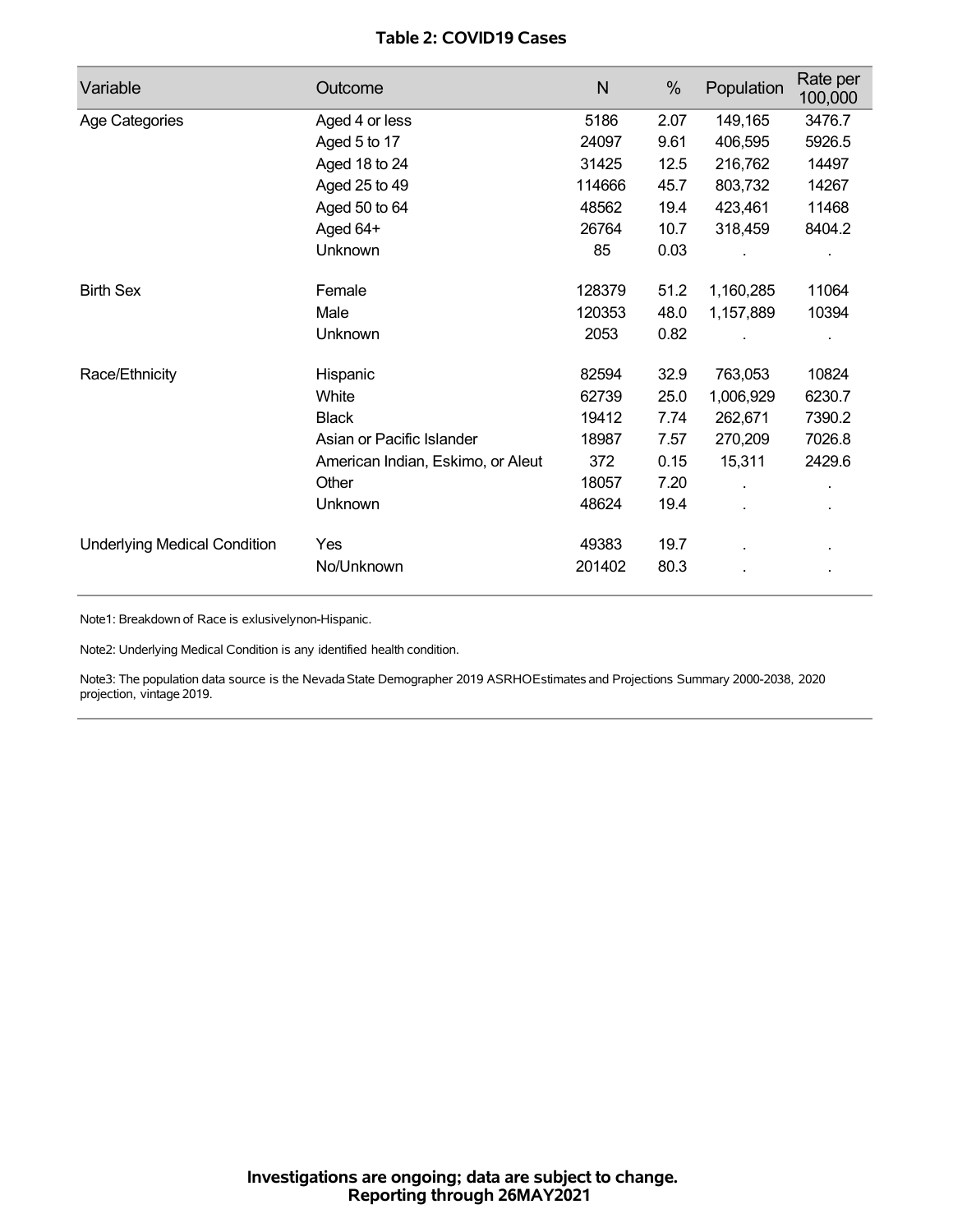**Table 2: COVID19 Cases**

| Variable | Outcome | N | % | Population | Rate per 100,000 |
|---|---|---|---|---|---|
| Age Categories | Aged 4 or less | 5186 | 2.07 | 149,165 | 3476.7 |
| | Aged 5 to 17 | 24097 | 9.61 | 406,595 | 5926.5 |
| | Aged 18 to 24 | 31425 | 12.5 | 216,762 | 14497 |
| | Aged 25 to 49 | 114666 | 45.7 | 803,732 | 14267 |
| | Aged 50 to 64 | 48562 | 19.4 | 423,461 | 11468 |
| | Aged 64+ | 26764 | 10.7 | 318,459 | 8404.2 |
| | Unknown | 85 | 0.03 | . | . |
| Birth Sex | Female | 128379 | 51.2 | 1,160,285 | 11064 |
| | Male | 120353 | 48.0 | 1,157,889 | 10394 |
| | Unknown | 2053 | 0.82 | . | . |
| Race/Ethnicity | Hispanic | 82594 | 32.9 | 763,053 | 10824 |
| | White | 62739 | 25.0 | 1,006,929 | 6230.7 |
| | Black | 19412 | 7.74 | 262,671 | 7390.2 |
| | Asian or Pacific Islander | 18987 | 7.57 | 270,209 | 7026.8 |
| | American Indian, Eskimo, or Aleut | 372 | 0.15 | 15,311 | 2429.6 |
| | Other | 18057 | 7.20 | . | . |
| | Unknown | 48624 | 19.4 | . | . |
| Underlying Medical Condition | Yes | 49383 | 19.7 | . | . |
| | No/Unknown | 201402 | 80.3 | . | . |

Note1: Breakdown of Race is exlusivelynon-Hispanic.

Note2: Underlying Medical Condition is any identified health condition.

Note3: The population data source is the Nevada State Demographer 2019 ASRHOEstimates and Projections Summary 2000-2038, 2020 projection, vintage 2019.

**Investigations are ongoing; data are subject to change.**
**Reporting through 26MAY2021**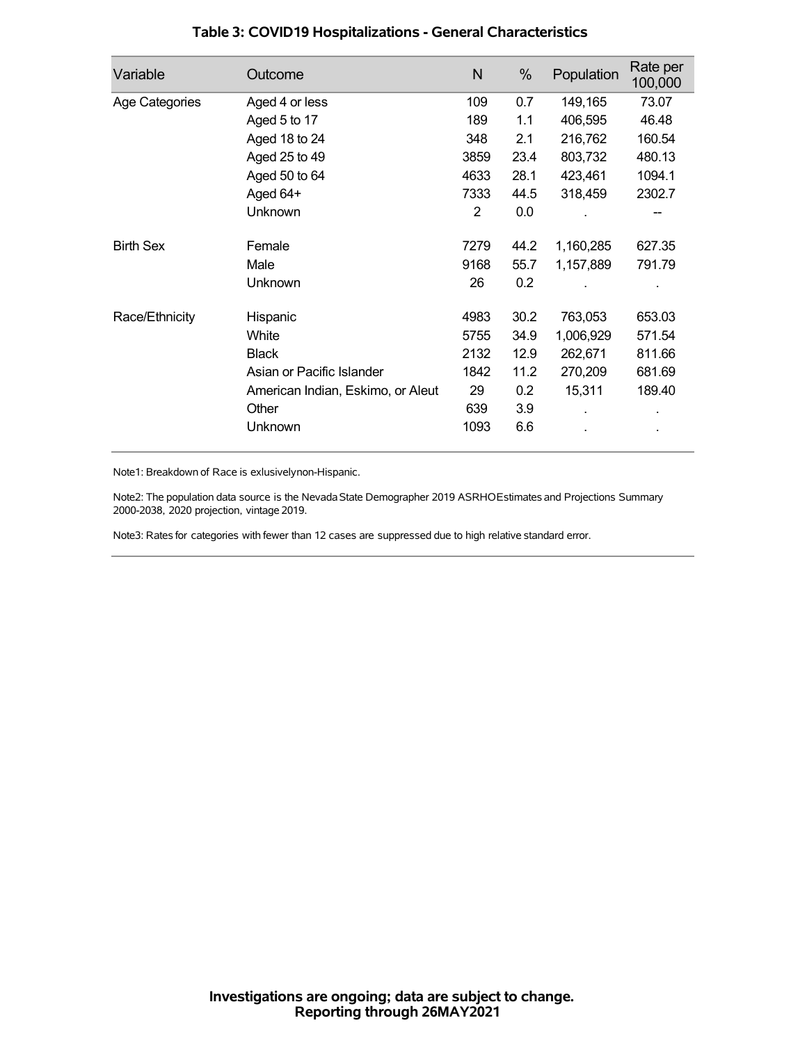## Table 3: COVID19 Hospitalizations - General Characteristics

| Variable | Outcome | N | % | Population | Rate per 100,000 |
|---|---|---|---|---|---|
| Age Categories | Aged 4 or less | 109 | 0.7 | 149,165 | 73.07 |
| | Aged 5 to 17 | 189 | 1.1 | 406,595 | 46.48 |
| | Aged 18 to 24 | 348 | 2.1 | 216,762 | 160.54 |
| | Aged 25 to 49 | 3859 | 23.4 | 803,732 | 480.13 |
| | Aged 50 to 64 | 4633 | 28.1 | 423,461 | 1094.1 |
| | Aged 64+ | 7333 | 44.5 | 318,459 | 2302.7 |
| | Unknown | 2 | 0.0 | . | -- |
| Birth Sex | Female | 7279 | 44.2 | 1,160,285 | 627.35 |
| | Male | 9168 | 55.7 | 1,157,889 | 791.79 |
| | Unknown | 26 | 0.2 | . | . |
| Race/Ethnicity | Hispanic | 4983 | 30.2 | 763,053 | 653.03 |
| | White | 5755 | 34.9 | 1,006,929 | 571.54 |
| | Black | 2132 | 12.9 | 262,671 | 811.66 |
| | Asian or Pacific Islander | 1842 | 11.2 | 270,209 | 681.69 |
| | American Indian, Eskimo, or Aleut | 29 | 0.2 | 15,311 | 189.40 |
| | Other | 639 | 3.9 | . | . |
| | Unknown | 1093 | 6.6 | . | . |

Note1: Breakdown of Race is exlusivelynon-Hispanic.

Note2: The population data source is the Nevada State Demographer 2019 ASRHOEstimates and Projections Summary 2000-2038, 2020 projection, vintage 2019.

Note3: Rates for categories with fewer than 12 cases are suppressed due to high relative standard error.

**Investigations are ongoing; data are subject to change.**
**Reporting through 26MAY2021**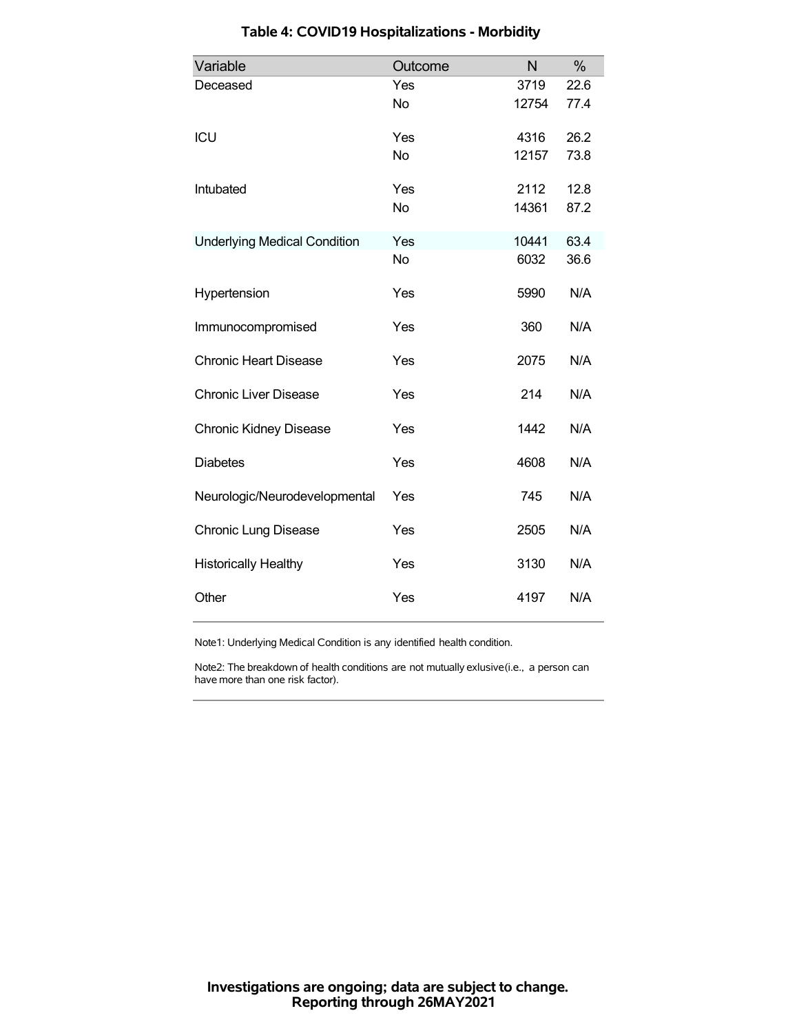## Table 4: COVID19 Hospitalizations - Morbidity

| Variable | Outcome | N | % |
|---|---|---|---|
| Deceased | Yes | 3719 | 22.6 |
| | No | 12754 | 77.4 |
| ICU | Yes | 4316 | 26.2 |
| | No | 12157 | 73.8 |
| Intubated | Yes | 2112 | 12.8 |
| | No | 14361 | 87.2 |
| Underlying Medical Condition | Yes | 10441 | 63.4 |
| | No | 6032 | 36.6 |
| Hypertension | Yes | 5990 | N/A |
| Immunocompromised | Yes | 360 | N/A |
| Chronic Heart Disease | Yes | 2075 | N/A |
| Chronic Liver Disease | Yes | 214 | N/A |
| Chronic Kidney Disease | Yes | 1442 | N/A |
| Diabetes | Yes | 4608 | N/A |
| Neurologic/Neurodevelopmental | Yes | 745 | N/A |
| Chronic Lung Disease | Yes | 2505 | N/A |
| Historically Healthy | Yes | 3130 | N/A |
| Other | Yes | 4197 | N/A |

Note1: Underlying Medical Condition is any identified health condition.

Note2: The breakdown of health conditions are not mutually exlusive(i.e., a person can have more than one risk factor).

**Investigations are ongoing; data are subject to change.**
**Reporting through 26MAY2021**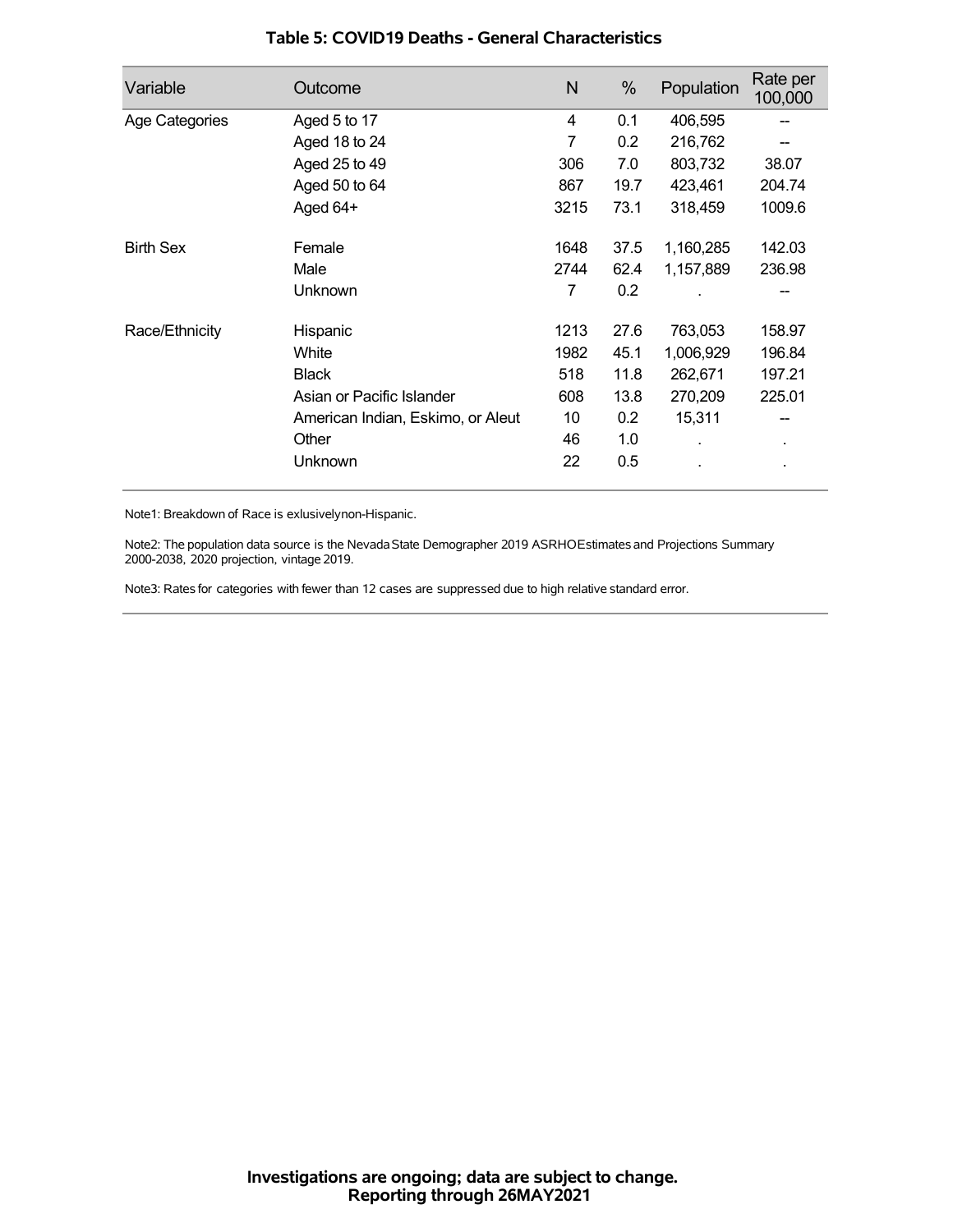## Table 5: COVID19 Deaths - General Characteristics

| Variable | Outcome | N | % | Population | Rate per 100,000 |
|---|---|---|---|---|---|
| Age Categories | Aged 5 to 17 | 4 | 0.1 | 406,595 | -- |
| | Aged 18 to 24 | 7 | 0.2 | 216,762 | -- |
| | Aged 25 to 49 | 306 | 7.0 | 803,732 | 38.07 |
| | Aged 50 to 64 | 867 | 19.7 | 423,461 | 204.74 |
| | Aged 64+ | 3215 | 73.1 | 318,459 | 1009.6 |
| Birth Sex | Female | 1648 | 37.5 | 1,160,285 | 142.03 |
| | Male | 2744 | 62.4 | 1,157,889 | 236.98 |
| | Unknown | 7 | 0.2 | . | -- |
| Race/Ethnicity | Hispanic | 1213 | 27.6 | 763,053 | 158.97 |
| | White | 1982 | 45.1 | 1,006,929 | 196.84 |
| | Black | 518 | 11.8 | 262,671 | 197.21 |
| | Asian or Pacific Islander | 608 | 13.8 | 270,209 | 225.01 |
| | American Indian, Eskimo, or Aleut | 10 | 0.2 | 15,311 | -- |
| | Other | 46 | 1.0 | . | . |
| | Unknown | 22 | 0.5 | . | . |

Note1: Breakdown of Race is exlusivelynon-Hispanic.

Note2: The population data source is the Nevada State Demographer 2019 ASRHOEstimates and Projections Summary 2000-2038, 2020 projection, vintage 2019.

Note3: Rates for categories with fewer than 12 cases are suppressed due to high relative standard error.

**Investigations are ongoing; data are subject to change.**
**Reporting through 26MAY2021**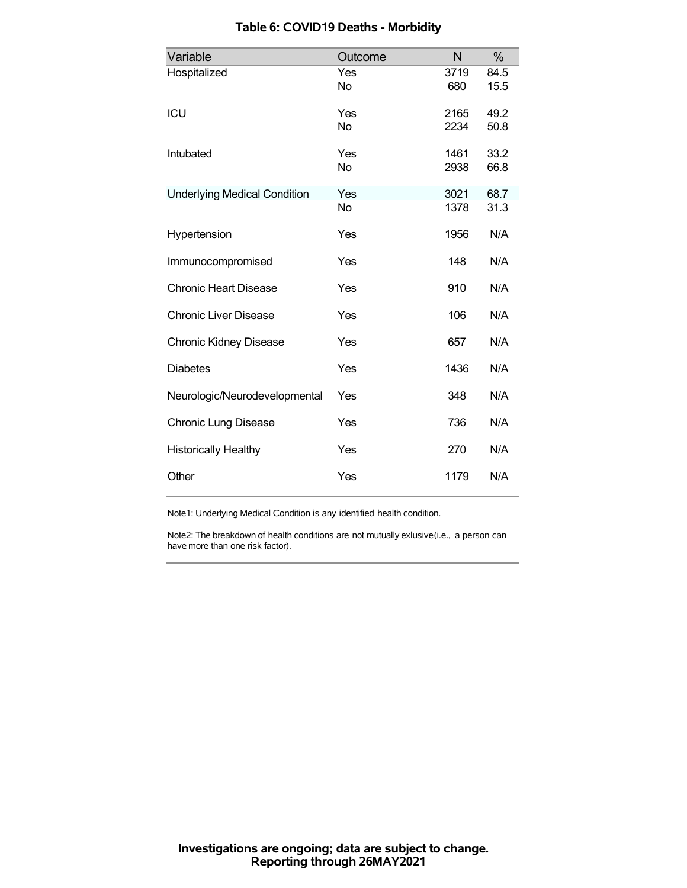## Table 6: COVID19 Deaths - Morbidity

| Variable | Outcome | N | % |
|---|---|---|---|
| Hospitalized | Yes | 3719 | 84.5 |
| | No | 680 | 15.5 |
| ICU | Yes | 2165 | 49.2 |
| | No | 2234 | 50.8 |
| Intubated | Yes | 1461 | 33.2 |
| | No | 2938 | 66.8 |
| Underlying Medical Condition | Yes | 3021 | 68.7 |
| | No | 1378 | 31.3 |
| Hypertension | Yes | 1956 | N/A |
| Immunocompromised | Yes | 148 | N/A |
| Chronic Heart Disease | Yes | 910 | N/A |
| Chronic Liver Disease | Yes | 106 | N/A |
| Chronic Kidney Disease | Yes | 657 | N/A |
| Diabetes | Yes | 1436 | N/A |
| Neurologic/Neurodevelopmental | Yes | 348 | N/A |
| Chronic Lung Disease | Yes | 736 | N/A |
| Historically Healthy | Yes | 270 | N/A |
| Other | Yes | 1179 | N/A |

Note1: Underlying Medical Condition is any identified health condition.

Note2: The breakdown of health conditions are not mutually exlusive(i.e., a person can have more than one risk factor).

**Investigations are ongoing; data are subject to change.**
**Reporting through 26MAY2021**